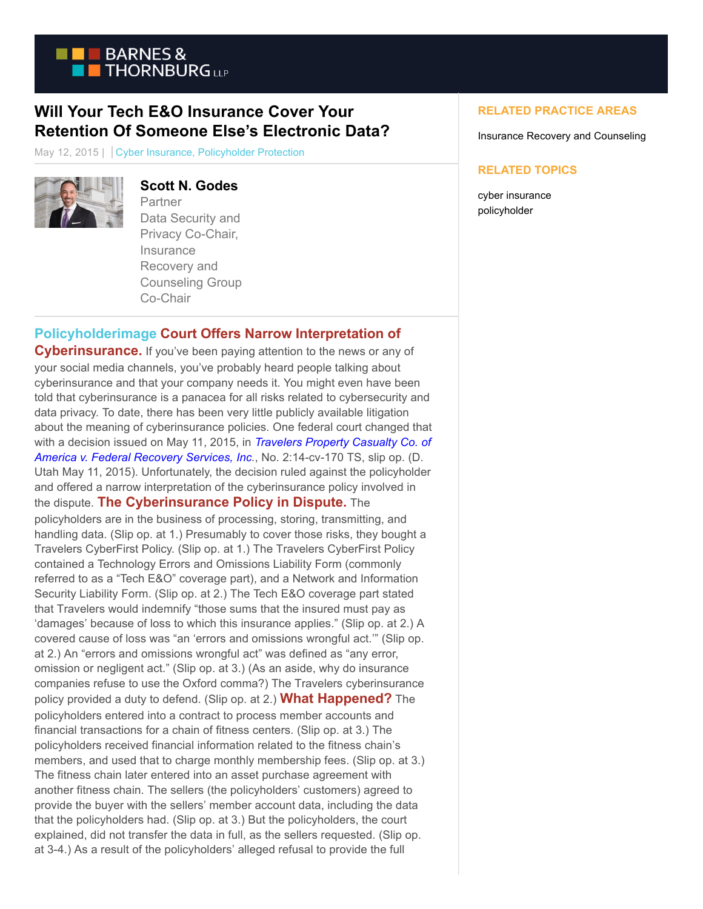# Will Your Tech E&O Insurance Cover Your Retention Of Someone Else's Electronic Data?

May 12, 2015 | | Cyber Insurance, Policyholder Protection

**Scott N. Godes**
Partner
Data Security and Privacy Co-Chair, Insurance Recovery and Counseling Group Co-Chair

**RELATED PRACTICE AREAS**

Insurance Recovery and Counseling

**RELATED TOPICS**

cyber insurance
policyholder

## Policyholderimage Court Offers Narrow Interpretation of Cyberinsurance.

If you've been paying attention to the news or any of your social media channels, you've probably heard people talking about cyberinsurance and that your company needs it. You might even have been told that cyberinsurance is a panacea for all risks related to cybersecurity and data privacy. To date, there has been very little publicly available litigation about the meaning of cyberinsurance policies. One federal court changed that with a decision issued on May 11, 2015, in *Travelers Property Casualty Co. of America v. Federal Recovery Services, Inc.*, No. 2:14-cv-170 TS, slip op. (D. Utah May 11, 2015). Unfortunately, the decision ruled against the policyholder and offered a narrow interpretation of the cyberinsurance policy involved in the dispute.

## The Cyberinsurance Policy in Dispute.

The policyholders are in the business of processing, storing, transmitting, and handling data. (Slip op. at 1.) Presumably to cover those risks, they bought a Travelers CyberFirst Policy. (Slip op. at 1.) The Travelers CyberFirst Policy contained a Technology Errors and Omissions Liability Form (commonly referred to as a "Tech E&O" coverage part), and a Network and Information Security Liability Form. (Slip op. at 2.) The Tech E&O coverage part stated that Travelers would indemnify "those sums that the insured must pay as 'damages' because of loss to which this insurance applies." (Slip op. at 2.) A covered cause of loss was "an 'errors and omissions wrongful act.'" (Slip op. at 2.) An "errors and omissions wrongful act" was defined as "any error, omission or negligent act." (Slip op. at 3.) (As an aside, why do insurance companies refuse to use the Oxford comma?) The Travelers cyberinsurance policy provided a duty to defend. (Slip op. at 2.)

## What Happened?

The policyholders entered into a contract to process member accounts and financial transactions for a chain of fitness centers. (Slip op. at 3.) The policyholders received financial information related to the fitness chain's members, and used that to charge monthly membership fees. (Slip op. at 3.) The fitness chain later entered into an asset purchase agreement with another fitness chain. The sellers (the policyholders' customers) agreed to provide the buyer with the sellers' member account data, including the data that the policyholders had. (Slip op. at 3.) But the policyholders, the court explained, did not transfer the data in full, as the sellers requested. (Slip op. at 3-4.) As a result of the policyholders' alleged refusal to provide the full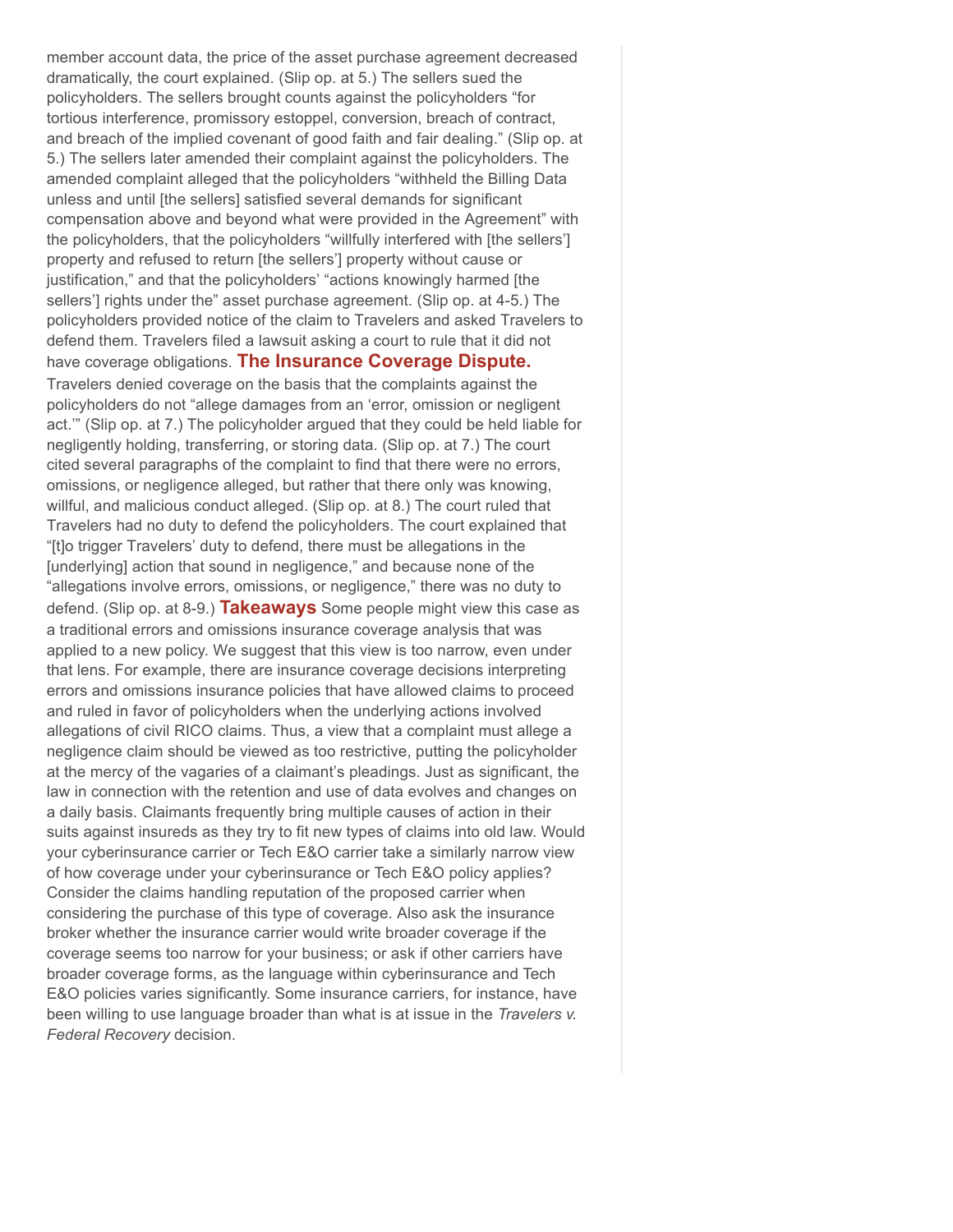member account data, the price of the asset purchase agreement decreased dramatically, the court explained. (Slip op. at 5.) The sellers sued the policyholders. The sellers brought counts against the policyholders "for tortious interference, promissory estoppel, conversion, breach of contract, and breach of the implied covenant of good faith and fair dealing." (Slip op. at 5.) The sellers later amended their complaint against the policyholders. The amended complaint alleged that the policyholders "withheld the Billing Data unless and until [the sellers] satisfied several demands for significant compensation above and beyond what were provided in the Agreement" with the policyholders, that the policyholders "willfully interfered with [the sellers'] property and refused to return [the sellers'] property without cause or justification," and that the policyholders' "actions knowingly harmed [the sellers'] rights under the" asset purchase agreement. (Slip op. at 4-5.) The policyholders provided notice of the claim to Travelers and asked Travelers to defend them. Travelers filed a lawsuit asking a court to rule that it did not have coverage obligations.

## The Insurance Coverage Dispute.

Travelers denied coverage on the basis that the complaints against the policyholders do not "allege damages from an 'error, omission or negligent act.'" (Slip op. at 7.) The policyholder argued that they could be held liable for negligently holding, transferring, or storing data. (Slip op. at 7.) The court cited several paragraphs of the complaint to find that there were no errors, omissions, or negligence alleged, but rather that there only was knowing, willful, and malicious conduct alleged. (Slip op. at 8.) The court ruled that Travelers had no duty to defend the policyholders. The court explained that "[t]o trigger Travelers' duty to defend, there must be allegations in the [underlying] action that sound in negligence," and because none of the "allegations involve errors, omissions, or negligence," there was no duty to defend. (Slip op. at 8-9.)

## Takeaways

Some people might view this case as a traditional errors and omissions insurance coverage analysis that was applied to a new policy. We suggest that this view is too narrow, even under that lens. For example, there are insurance coverage decisions interpreting errors and omissions insurance policies that have allowed claims to proceed and ruled in favor of policyholders when the underlying actions involved allegations of civil RICO claims. Thus, a view that a complaint must allege a negligence claim should be viewed as too restrictive, putting the policyholder at the mercy of the vagaries of a claimant's pleadings. Just as significant, the law in connection with the retention and use of data evolves and changes on a daily basis. Claimants frequently bring multiple causes of action in their suits against insureds as they try to fit new types of claims into old law. Would your cyberinsurance carrier or Tech E&O carrier take a similarly narrow view of how coverage under your cyberinsurance or Tech E&O policy applies? Consider the claims handling reputation of the proposed carrier when considering the purchase of this type of coverage. Also ask the insurance broker whether the insurance carrier would write broader coverage if the coverage seems too narrow for your business; or ask if other carriers have broader coverage forms, as the language within cyberinsurance and Tech E&O policies varies significantly. Some insurance carriers, for instance, have been willing to use language broader than what is at issue in the *Travelers v. Federal Recovery* decision.